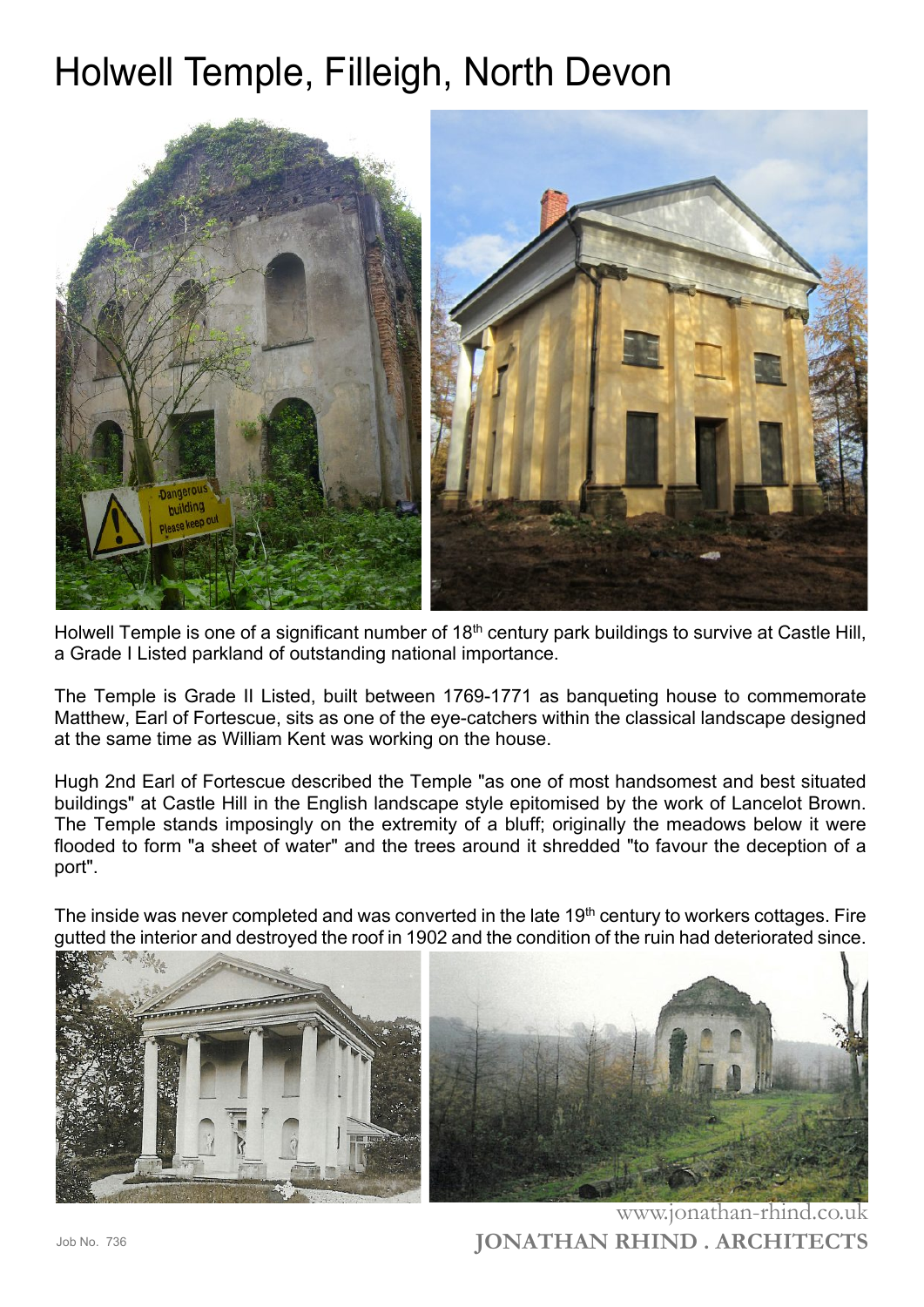# Holwell Temple, Filleigh, North Devon

Holwell Temple is one of a significant number of 18th century park buildings to survive at Castle Hill, a Grade I Listed parkland of outstanding national importance.

The Temple is Grade II Listed, built between 1769-1771 as banqueting house to commemorate Matthew, Earl of Fortescue, sits as one of the eye-catchers within the classical landscape designed at the same time as William Kent was working on the house.

Hugh 2nd Earl of Fortescue described the Temple "as one of most handsomest and best situated buildings" at Castle Hill in the English landscape style epitomised by the work of Lancelot Brown. The Temple stands imposingly on the extremity of a bluff; originally the meadows below it were flooded to form "a sheet of water" and the trees around it shredded "to favour the deception of a port".

The inside was never completed and was converted in the late 19th century to workers cottages. Fire gutted the interior and destroyed the roof in 1902 and the condition of the ruin had deteriorated since.

www.jonathan-rhind.co.uk

Job No. 736

**JONATHAN RHIND . ARCHITECTS**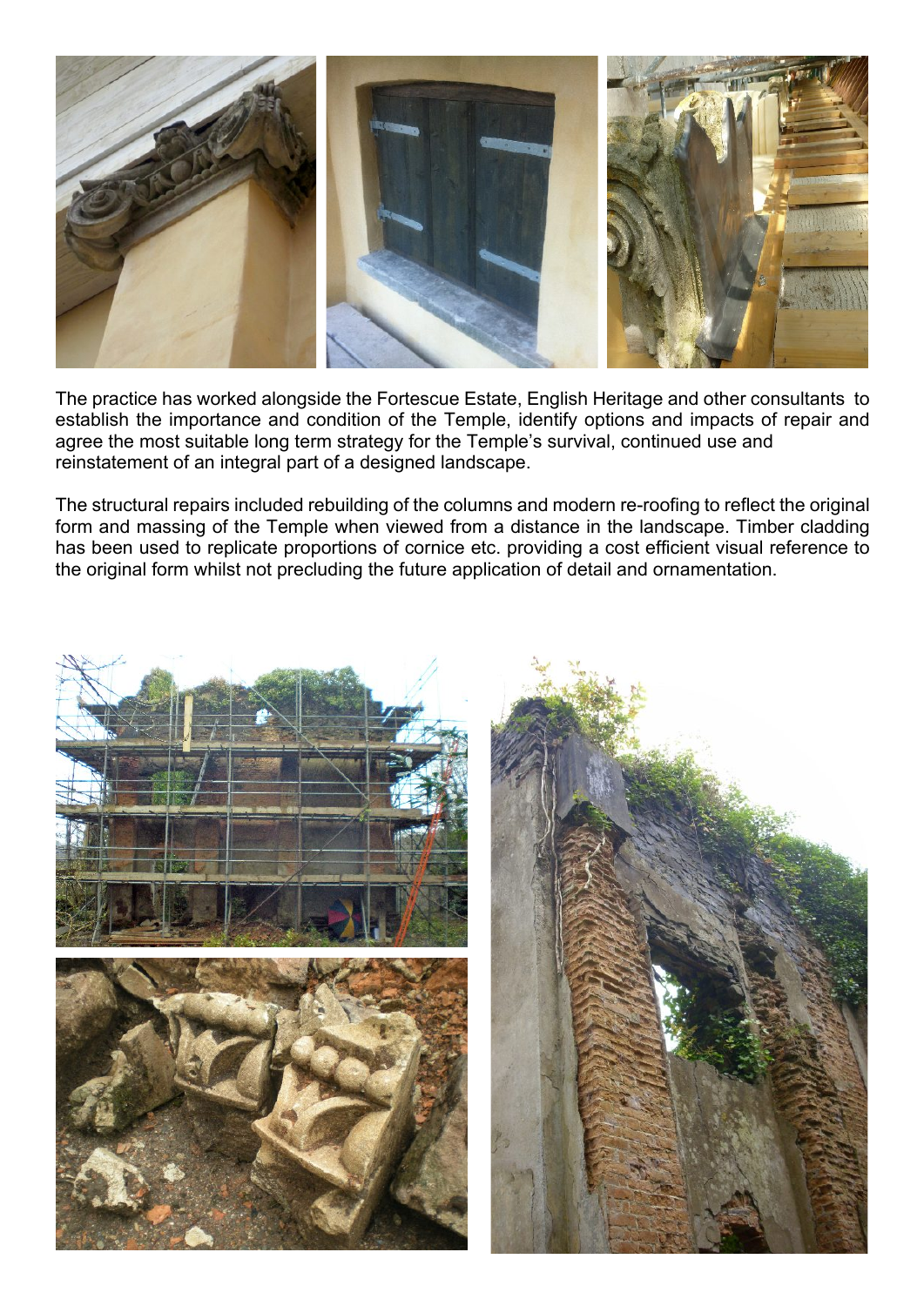The practice has worked alongside the Fortescue Estate, English Heritage and other consultants to establish the importance and condition of the Temple, identify options and impacts of repair and agree the most suitable long term strategy for the Temple's survival, continued use and reinstatement of an integral part of a designed landscape.

The structural repairs included rebuilding of the columns and modern re-roofing to reflect the original form and massing of the Temple when viewed from a distance in the landscape. Timber cladding has been used to replicate proportions of cornice etc. providing a cost efficient visual reference to the original form whilst not precluding the future application of detail and ornamentation.